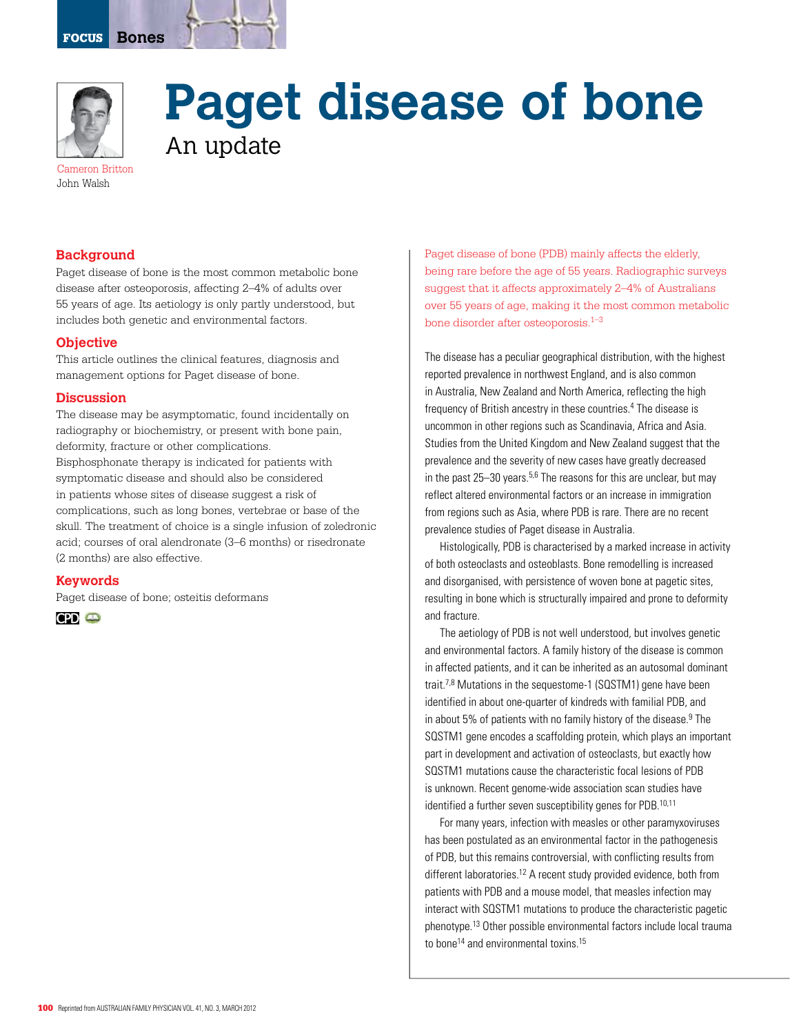# Paget disease of bone

## An update

Cameron Britton
John Walsh

### Background

Paget disease of bone is the most common metabolic bone disease after osteoporosis, affecting 2–4% of adults over 55 years of age. Its aetiology is only partly understood, but includes both genetic and environmental factors.

### Objective

This article outlines the clinical features, diagnosis and management options for Paget disease of bone.

### Discussion

The disease may be asymptomatic, found incidentally on radiography or biochemistry, or present with bone pain, deformity, fracture or other complications. Bisphosphonate therapy is indicated for patients with symptomatic disease and should also be considered in patients whose sites of disease suggest a risk of complications, such as long bones, vertebrae or base of the skull. The treatment of choice is a single infusion of zoledronic acid; courses of oral alendronate (3–6 months) or risedronate (2 months) are also effective.

### Keywords

Paget disease of bone; osteitis deformans

CPD

Paget disease of bone (PDB) mainly affects the elderly, being rare before the age of 55 years. Radiographic surveys suggest that it affects approximately 2–4% of Australians over 55 years of age, making it the most common metabolic bone disorder after osteoporosis.[1–3]

The disease has a peculiar geographical distribution, with the highest reported prevalence in northwest England, and is also common in Australia, New Zealand and North America, reflecting the high frequency of British ancestry in these countries.[4] The disease is uncommon in other regions such as Scandinavia, Africa and Asia. Studies from the United Kingdom and New Zealand suggest that the prevalence and the severity of new cases have greatly decreased in the past 25–30 years.[5,6] The reasons for this are unclear, but may reflect altered environmental factors or an increase in immigration from regions such as Asia, where PDB is rare. There are no recent prevalence studies of Paget disease in Australia.

Histologically, PDB is characterised by a marked increase in activity of both osteoclasts and osteoblasts. Bone remodelling is increased and disorganised, with persistence of woven bone at pagetic sites, resulting in bone which is structurally impaired and prone to deformity and fracture.

The aetiology of PDB is not well understood, but involves genetic and environmental factors. A family history of the disease is common in affected patients, and it can be inherited as an autosomal dominant trait.[7,8] Mutations in the sequestome-1 (SQSTM1) gene have been identified in about one-quarter of kindreds with familial PDB, and in about 5% of patients with no family history of the disease.[9] The SQSTM1 gene encodes a scaffolding protein, which plays an important part in development and activation of osteoclasts, but exactly how SQSTM1 mutations cause the characteristic focal lesions of PDB is unknown. Recent genome-wide association scan studies have identified a further seven susceptibility genes for PDB.[10,11]

For many years, infection with measles or other paramyxoviruses has been postulated as an environmental factor in the pathogenesis of PDB, but this remains controversial, with conflicting results from different laboratories.[12] A recent study provided evidence, both from patients with PDB and a mouse model, that measles infection may interact with SQSTM1 mutations to produce the characteristic pagetic phenotype.[13] Other possible environmental factors include local trauma to bone[14] and environmental toxins.[15]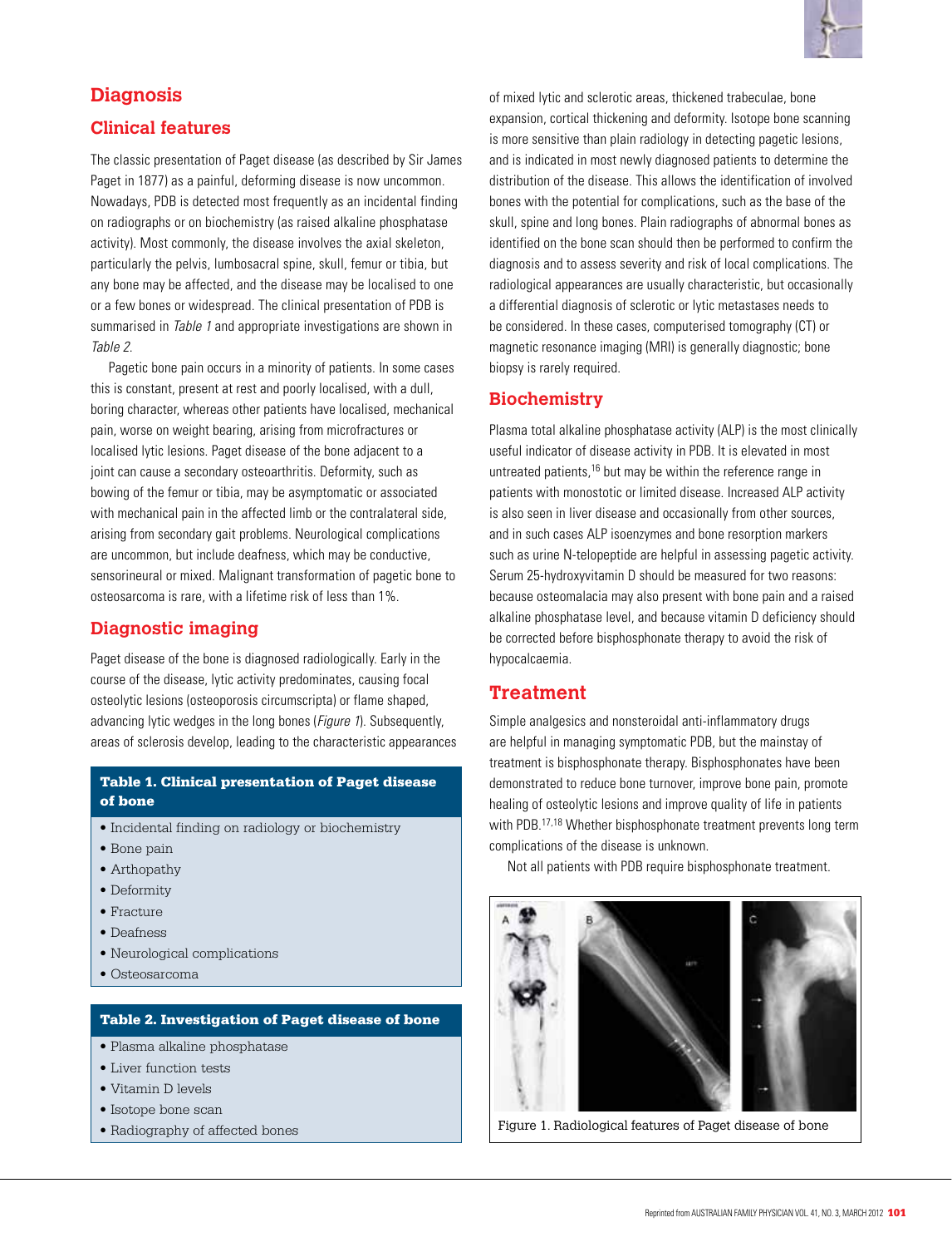## Diagnosis

### Clinical features

The classic presentation of Paget disease (as described by Sir James Paget in 1877) as a painful, deforming disease is now uncommon. Nowadays, PDB is detected most frequently as an incidental finding on radiographs or on biochemistry (as raised alkaline phosphatase activity). Most commonly, the disease involves the axial skeleton, particularly the pelvis, lumbosacral spine, skull, femur or tibia, but any bone may be affected, and the disease may be localised to one or a few bones or widespread. The clinical presentation of PDB is summarised in *Table 1* and appropriate investigations are shown in *Table 2*.

Pagetic bone pain occurs in a minority of patients. In some cases this is constant, present at rest and poorly localised, with a dull, boring character, whereas other patients have localised, mechanical pain, worse on weight bearing, arising from microfractures or localised lytic lesions. Paget disease of the bone adjacent to a joint can cause a secondary osteoarthritis. Deformity, such as bowing of the femur or tibia, may be asymptomatic or associated with mechanical pain in the affected limb or the contralateral side, arising from secondary gait problems. Neurological complications are uncommon, but include deafness, which may be conductive, sensorineural or mixed. Malignant transformation of pagetic bone to osteosarcoma is rare, with a lifetime risk of less than 1%.

### Diagnostic imaging

Paget disease of the bone is diagnosed radiologically. Early in the course of the disease, lytic activity predominates, causing focal osteolytic lesions (osteoporosis circumscripta) or flame shaped, advancing lytic wedges in the long bones (*Figure 1*). Subsequently, areas of sclerosis develop, leading to the characteristic appearances of mixed lytic and sclerotic areas, thickened trabeculae, bone expansion, cortical thickening and deformity. Isotope bone scanning is more sensitive than plain radiology in detecting pagetic lesions, and is indicated in most newly diagnosed patients to determine the distribution of the disease. This allows the identification of involved bones with the potential for complications, such as the base of the skull, spine and long bones. Plain radiographs of abnormal bones as identified on the bone scan should then be performed to confirm the diagnosis and to assess severity and risk of local complications. The radiological appearances are usually characteristic, but occasionally a differential diagnosis of sclerotic or lytic metastases needs to be considered. In these cases, computerised tomography (CT) or magnetic resonance imaging (MRI) is generally diagnostic; bone biopsy is rarely required.

**Table 1. Clinical presentation of Paget disease of bone**

- Incidental finding on radiology or biochemistry
- Bone pain
- Arthopathy
- Deformity
- Fracture
- Deafness
- Neurological complications
- Osteosarcoma

**Table 2. Investigation of Paget disease of bone**

- Plasma alkaline phosphatase
- Liver function tests
- Vitamin D levels
- Isotope bone scan
- Radiography of affected bones

### Biochemistry

Plasma total alkaline phosphatase activity (ALP) is the most clinically useful indicator of disease activity in PDB. It is elevated in most untreated patients,[16] but may be within the reference range in patients with monostotic or limited disease. Increased ALP activity is also seen in liver disease and occasionally from other sources, and in such cases ALP isoenzymes and bone resorption markers such as urine N-telopeptide are helpful in assessing pagetic activity. Serum 25-hydroxyvitamin D should be measured for two reasons: because osteomalacia may also present with bone pain and a raised alkaline phosphatase level, and because vitamin D deficiency should be corrected before bisphosphonate therapy to avoid the risk of hypocalcaemia.

## Treatment

Simple analgesics and nonsteroidal anti-inflammatory drugs are helpful in managing symptomatic PDB, but the mainstay of treatment is bisphosphonate therapy. Bisphosphonates have been demonstrated to reduce bone turnover, improve bone pain, promote healing of osteolytic lesions and improve quality of life in patients with PDB.[17,18] Whether bisphosphonate treatment prevents long term complications of the disease is unknown.

Not all patients with PDB require bisphosphonate treatment.

Figure 1. Radiological features of Paget disease of bone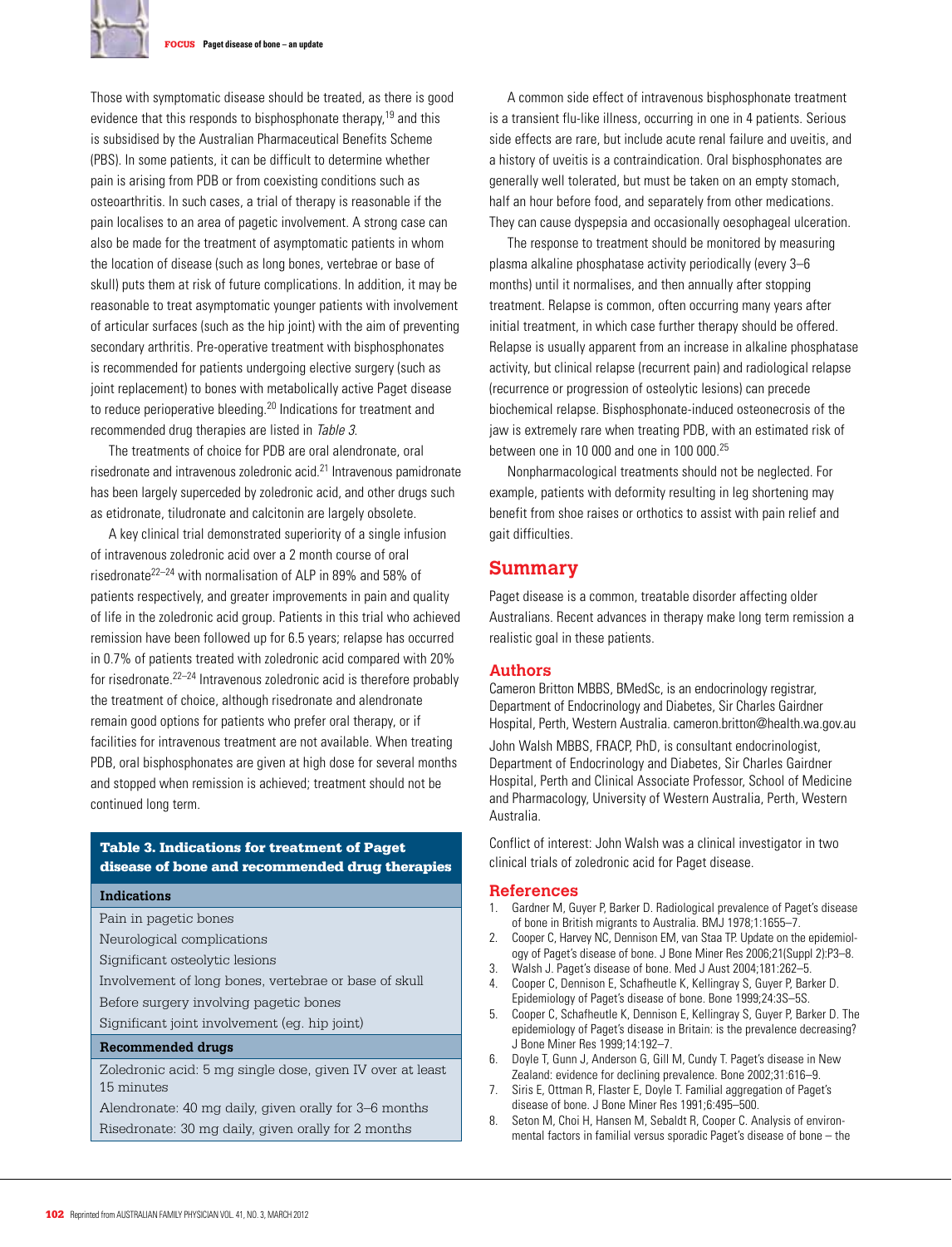Those with symptomatic disease should be treated, as there is good evidence that this responds to bisphosphonate therapy,[19] and this is subsidised by the Australian Pharmaceutical Benefits Scheme (PBS). In some patients, it can be difficult to determine whether pain is arising from PDB or from coexisting conditions such as osteoarthritis. In such cases, a trial of therapy is reasonable if the pain localises to an area of pagetic involvement. A strong case can also be made for the treatment of asymptomatic patients in whom the location of disease (such as long bones, vertebrae or base of skull) puts them at risk of future complications. In addition, it may be reasonable to treat asymptomatic younger patients with involvement of articular surfaces (such as the hip joint) with the aim of preventing secondary arthritis. Pre-operative treatment with bisphosphonates is recommended for patients undergoing elective surgery (such as joint replacement) to bones with metabolically active Paget disease to reduce perioperative bleeding.[20] Indications for treatment and recommended drug therapies are listed in *Table 3*.

The treatments of choice for PDB are oral alendronate, oral risedronate and intravenous zoledronic acid.[21] Intravenous pamidronate has been largely superceded by zoledronic acid, and other drugs such as etidronate, tiludronate and calcitonin are largely obsolete.

A key clinical trial demonstrated superiority of a single infusion of intravenous zoledronic acid over a 2 month course of oral risedronate[22–24] with normalisation of ALP in 89% and 58% of patients respectively, and greater improvements in pain and quality of life in the zoledronic acid group. Patients in this trial who achieved remission have been followed up for 6.5 years; relapse has occurred in 0.7% of patients treated with zoledronic acid compared with 20% for risedronate.[22–24] Intravenous zoledronic acid is therefore probably the treatment of choice, although risedronate and alendronate remain good options for patients who prefer oral therapy, or if facilities for intravenous treatment are not available. When treating PDB, oral bisphosphonates are given at high dose for several months and stopped when remission is achieved; treatment should not be continued long term.

**Table 3. Indications for treatment of Paget disease of bone and recommended drug therapies**

| **Indications** |
|---|
| Pain in pagetic bones |
| Neurological complications |
| Significant osteolytic lesions |
| Involvement of long bones, vertebrae or base of skull |
| Before surgery involving pagetic bones |
| Significant joint involvement (eg. hip joint) |
| **Recommended drugs** |
| Zoledronic acid: 5 mg single dose, given IV over at least 15 minutes |
| Alendronate: 40 mg daily, given orally for 3–6 months |
| Risedronate: 30 mg daily, given orally for 2 months |

A common side effect of intravenous bisphosphonate treatment is a transient flu-like illness, occurring in one in 4 patients. Serious side effects are rare, but include acute renal failure and uveitis, and a history of uveitis is a contraindication. Oral bisphosphonates are generally well tolerated, but must be taken on an empty stomach, half an hour before food, and separately from other medications. They can cause dyspepsia and occasionally oesophageal ulceration.

The response to treatment should be monitored by measuring plasma alkaline phosphatase activity periodically (every 3–6 months) until it normalises, and then annually after stopping treatment. Relapse is common, often occurring many years after initial treatment, in which case further therapy should be offered. Relapse is usually apparent from an increase in alkaline phosphatase activity, but clinical relapse (recurrent pain) and radiological relapse (recurrence or progression of osteolytic lesions) can precede biochemical relapse. Bisphosphonate-induced osteonecrosis of the jaw is extremely rare when treating PDB, with an estimated risk of between one in 10 000 and one in 100 000.[25]

Nonpharmacological treatments should not be neglected. For example, patients with deformity resulting in leg shortening may benefit from shoe raises or orthotics to assist with pain relief and gait difficulties.

## Summary

Paget disease is a common, treatable disorder affecting older Australians. Recent advances in therapy make long term remission a realistic goal in these patients.

### Authors

Cameron Britton MBBS, BMedSc, is an endocrinology registrar, Department of Endocrinology and Diabetes, Sir Charles Gairdner Hospital, Perth, Western Australia. cameron.britton@health.wa.gov.au

John Walsh MBBS, FRACP, PhD, is consultant endocrinologist, Department of Endocrinology and Diabetes, Sir Charles Gairdner Hospital, Perth and Clinical Associate Professor, School of Medicine and Pharmacology, University of Western Australia, Perth, Western Australia.

Conflict of interest: John Walsh was a clinical investigator in two clinical trials of zoledronic acid for Paget disease.

### References

1. Gardner M, Guyer P, Barker D. Radiological prevalence of Paget's disease of bone in British migrants to Australia. BMJ 1978;1:1655–7.
2. Cooper C, Harvey NC, Dennison EM, van Staa TP. Update on the epidemiology of Paget's disease of bone. J Bone Miner Res 2006;21(Suppl 2):P3–8.
3. Walsh J. Paget's disease of bone. Med J Aust 2004;181:262–5.
4. Cooper C, Dennison E, Schafheutle K, Kellingray S, Guyer P, Barker D. Epidemiology of Paget's disease of bone. Bone 1999;24:3S–5S.
5. Cooper C, Schafheutle K, Dennison E, Kellingray S, Guyer P, Barker D. The epidemiology of Paget's disease in Britain: is the prevalence decreasing? J Bone Miner Res 1999;14:192–7.
6. Doyle T, Gunn J, Anderson G, Gill M, Cundy T. Paget's disease in New Zealand: evidence for declining prevalence. Bone 2002;31:616–9.
7. Siris E, Ottman R, Flaster E, Doyle T. Familial aggregation of Paget's disease of bone. J Bone Miner Res 1991;6:495–500.
8. Seton M, Choi H, Hansen M, Sebaldt R, Cooper C. Analysis of environmental factors in familial versus sporadic Paget's disease of bone – the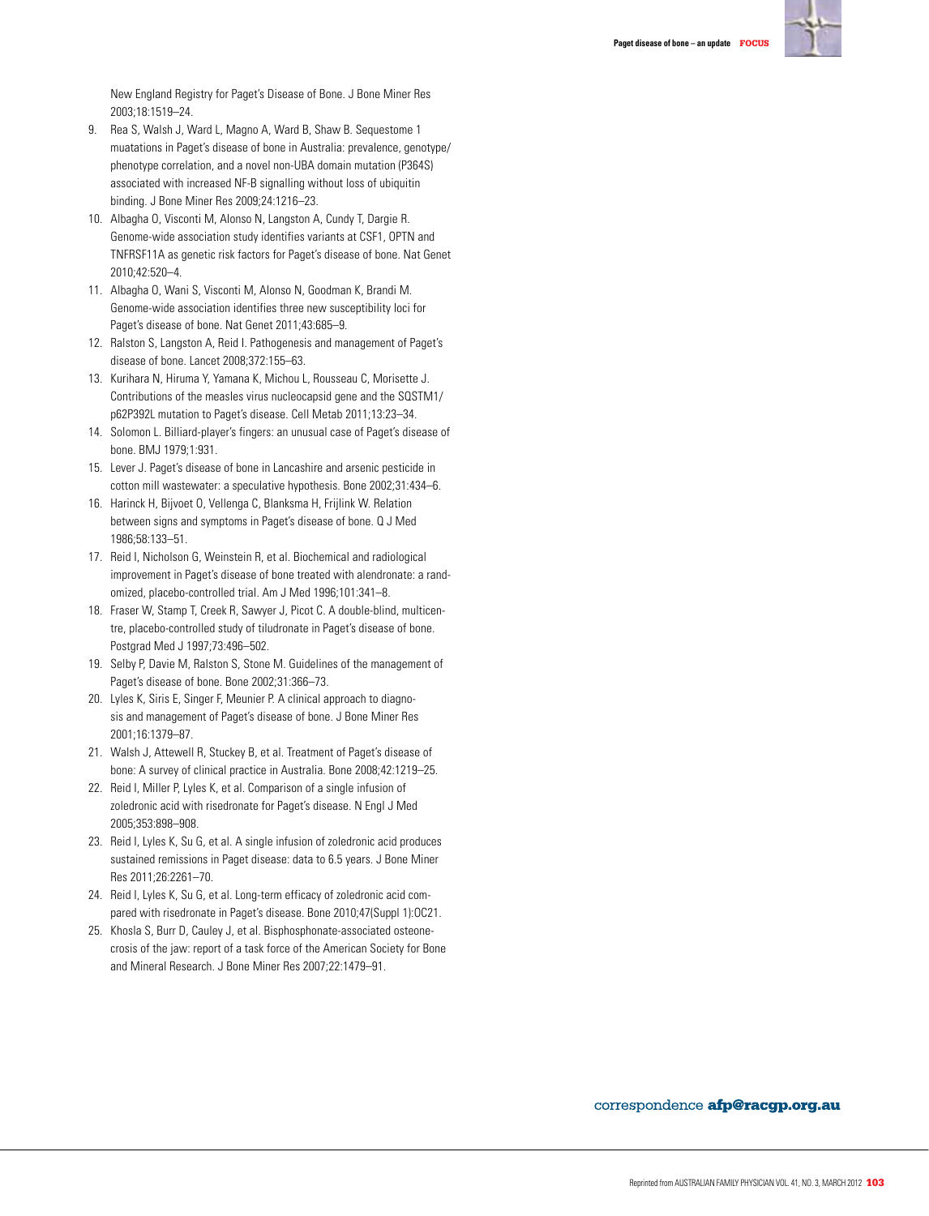New England Registry for Paget's Disease of Bone. J Bone Miner Res 2003;18:1519–24.

9. Rea S, Walsh J, Ward L, Magno A, Ward B, Shaw B. Sequestome 1 muatations in Paget's disease of bone in Australia: prevalence, genotype/phenotype correlation, and a novel non-UBA domain mutation (P364S) associated with increased NF-B signalling without loss of ubiquitin binding. J Bone Miner Res 2009;24:1216–23.
10. Albagha O, Visconti M, Alonso N, Langston A, Cundy T, Dargie R. Genome-wide association study identifies variants at CSF1, OPTN and TNFRSF11A as genetic risk factors for Paget's disease of bone. Nat Genet 2010;42:520–4.
11. Albagha O, Wani S, Visconti M, Alonso N, Goodman K, Brandi M. Genome-wide association identifies three new susceptibility loci for Paget's disease of bone. Nat Genet 2011;43:685–9.
12. Ralston S, Langston A, Reid I. Pathogenesis and management of Paget's disease of bone. Lancet 2008;372:155–63.
13. Kurihara N, Hiruma Y, Yamana K, Michou L, Rousseau C, Morisette J. Contributions of the measles virus nucleocapsid gene and the SQSTM1/p62P392L mutation to Paget's disease. Cell Metab 2011;13:23–34.
14. Solomon L. Billiard-player's fingers: an unusual case of Paget's disease of bone. BMJ 1979;1:931.
15. Lever J. Paget's disease of bone in Lancashire and arsenic pesticide in cotton mill wastewater: a speculative hypothesis. Bone 2002;31:434–6.
16. Harinck H, Bijvoet O, Vellenga C, Blanksma H, Frijlink W. Relation between signs and symptoms in Paget's disease of bone. Q J Med 1986;58:133–51.
17. Reid I, Nicholson G, Weinstein R, et al. Biochemical and radiological improvement in Paget's disease of bone treated with alendronate: a randomized, placebo-controlled trial. Am J Med 1996;101:341–8.
18. Fraser W, Stamp T, Creek R, Sawyer J, Picot C. A double-blind, multicentre, placebo-controlled study of tiludronate in Paget's disease of bone. Postgrad Med J 1997;73:496–502.
19. Selby P, Davie M, Ralston S, Stone M. Guidelines of the management of Paget's disease of bone. Bone 2002;31:366–73.
20. Lyles K, Siris E, Singer F, Meunier P. A clinical approach to diagnosis and management of Paget's disease of bone. J Bone Miner Res 2001;16:1379–87.
21. Walsh J, Attewell R, Stuckey B, et al. Treatment of Paget's disease of bone: A survey of clinical practice in Australia. Bone 2008;42:1219–25.
22. Reid I, Miller P, Lyles K, et al. Comparison of a single infusion of zoledronic acid with risedronate for Paget's disease. N Engl J Med 2005;353:898–908.
23. Reid I, Lyles K, Su G, et al. A single infusion of zoledronic acid produces sustained remissions in Paget disease: data to 6.5 years. J Bone Miner Res 2011;26:2261–70.
24. Reid I, Lyles K, Su G, et al. Long-term efficacy of zoledronic acid compared with risedronate in Paget's disease. Bone 2010;47(Suppl 1):OC21.
25. Khosla S, Burr D, Cauley J, et al. Bisphosphonate-associated osteonecrosis of the jaw: report of a task force of the American Society for Bone and Mineral Research. J Bone Miner Res 2007;22:1479–91.

correspondence **afp@racgp.org.au**